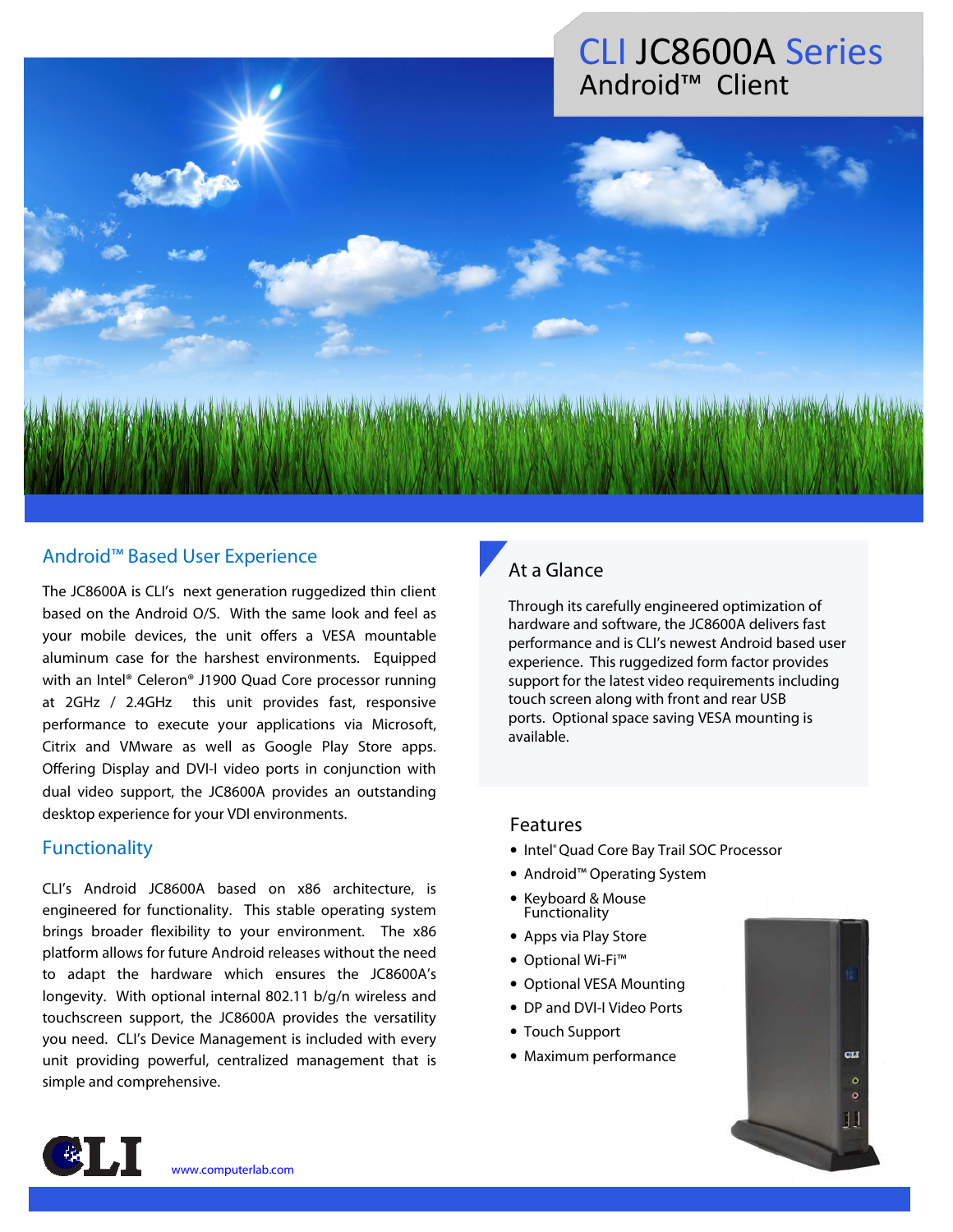# CLI JC8600A Series
## Android™ Client

### Android™ Based User Experience

The JC8600A is CLI's next generation ruggedized thin client based on the Android O/S. With the same look and feel as your mobile devices, the unit offers a VESA mountable aluminum case for the harshest environments. Equipped with an Intel® Celeron® J1900 Quad Core processor running at 2GHz / 2.4GHz this unit provides fast, responsive performance to execute your applications via Microsoft, Citrix and VMware as well as Google Play Store apps. Offering Display and DVI-I video ports in conjunction with dual video support, the JC8600A provides an outstanding desktop experience for your VDI environments.

### Functionality

CLI's Android JC8600A based on x86 architecture, is engineered for functionality. This stable operating system brings broader flexibility to your environment. The x86 platform allows for future Android releases without the need to adapt the hardware which ensures the JC8600A's longevity. With optional internal 802.11 b/g/n wireless and touchscreen support, the JC8600A provides the versatility you need. CLI's Device Management is included with every unit providing powerful, centralized management that is simple and comprehensive.

### At a Glance

Through its carefully engineered optimization of hardware and software, the JC8600A delivers fast performance and is CLI's newest Android based user experience. This ruggedized form factor provides support for the latest video requirements including touch screen along with front and rear USB ports. Optional space saving VESA mounting is available.

### Features

- Intel® Quad Core Bay Trail SOC Processor
- Android™ Operating System
- Keyboard & Mouse Functionality
- Apps via Play Store
- Optional Wi-Fi™
- Optional VESA Mounting
- DP and DVI-I Video Ports
- Touch Support
- Maximum performance

www.computerlab.com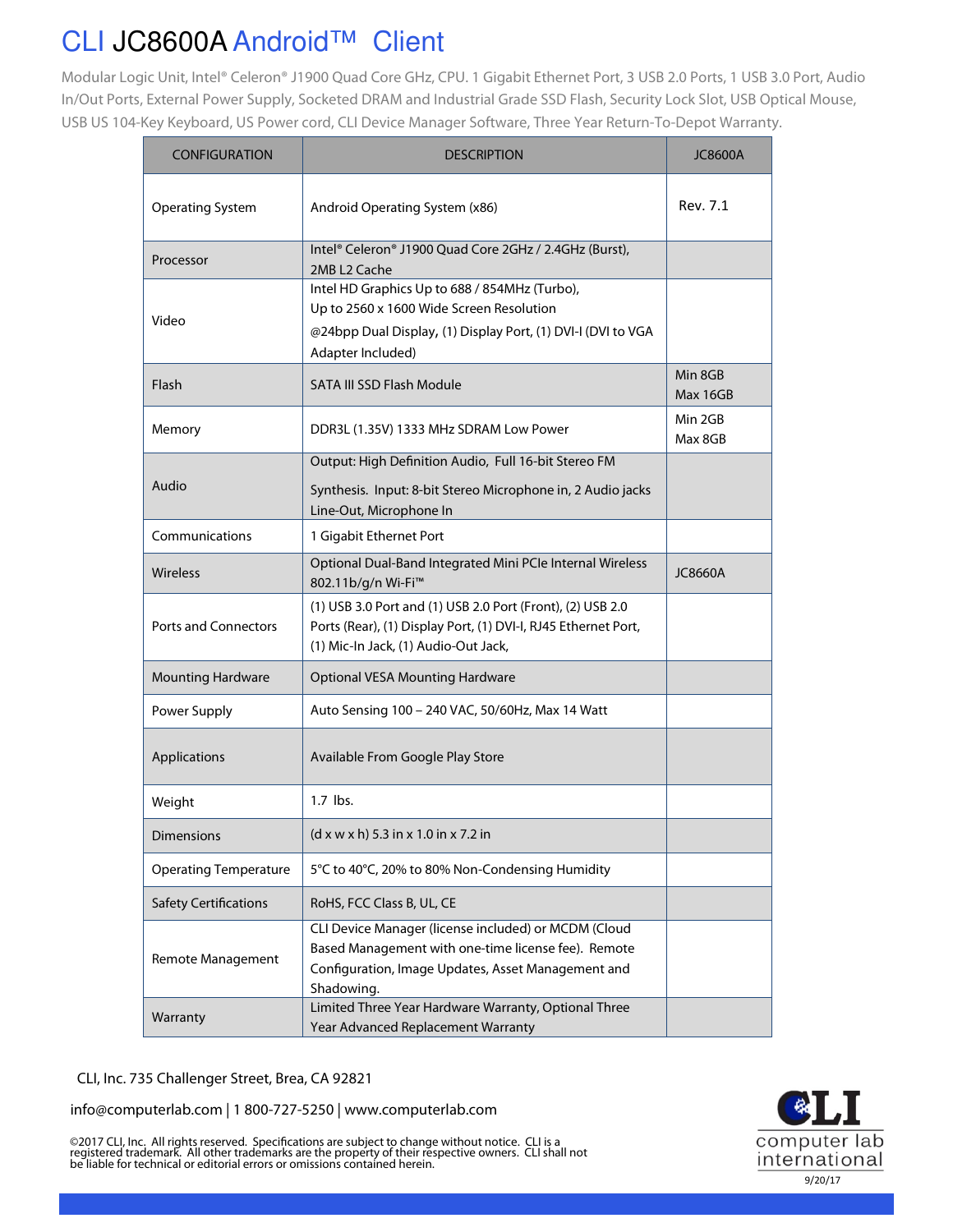# CLI JC8600A Android™ Client

Modular Logic Unit, Intel® Celeron® J1900 Quad Core GHz, CPU. 1 Gigabit Ethernet Port, 3 USB 2.0 Ports, 1 USB 3.0 Port, Audio In/Out Ports, External Power Supply, Socketed DRAM and Industrial Grade SSD Flash, Security Lock Slot, USB Optical Mouse, USB US 104-Key Keyboard, US Power cord, CLI Device Manager Software, Three Year Return-To-Depot Warranty.

| CONFIGURATION | DESCRIPTION | JC8600A |
|---|---|---|
| Operating System | Android Operating System (x86) | Rev. 7.1 |
| Processor | Intel® Celeron® J1900 Quad Core 2GHz / 2.4GHz (Burst), 2MB L2 Cache | |
| Video | Intel HD Graphics Up to 688 / 854MHz (Turbo), Up to 2560 x 1600 Wide Screen Resolution @24bpp Dual Display, (1) Display Port, (1) DVI-I (DVI to VGA Adapter Included) | |
| Flash | SATA III SSD Flash Module | Min 8GB Max 16GB |
| Memory | DDR3L (1.35V) 1333 MHz SDRAM Low Power | Min 2GB Max 8GB |
| Audio | Output: High Definition Audio, Full 16-bit Stereo FM Synthesis. Input: 8-bit Stereo Microphone in, 2 Audio jacks Line-Out, Microphone In | |
| Communications | 1 Gigabit Ethernet Port | |
| Wireless | Optional Dual-Band Integrated Mini PCIe Internal Wireless 802.11b/g/n Wi-Fi™ | JC8660A |
| Ports and Connectors | (1) USB 3.0 Port and (1) USB 2.0 Port (Front), (2) USB 2.0 Ports (Rear), (1) Display Port, (1) DVI-I, RJ45 Ethernet Port, (1) Mic-In Jack, (1) Audio-Out Jack, | |
| Mounting Hardware | Optional VESA Mounting Hardware | |
| Power Supply | Auto Sensing 100 – 240 VAC, 50/60Hz, Max 14 Watt | |
| Applications | Available From Google Play Store | |
| Weight | 1.7 lbs. | |
| Dimensions | (d x w x h) 5.3 in x 1.0 in x 7.2 in | |
| Operating Temperature | 5°C to 40°C, 20% to 80% Non-Condensing Humidity | |
| Safety Certifications | RoHS, FCC Class B, UL, CE | |
| Remote Management | CLI Device Manager (license included) or MCDM (Cloud Based Management with one-time license fee). Remote Configuration, Image Updates, Asset Management and Shadowing. | |
| Warranty | Limited Three Year Hardware Warranty, Optional Three Year Advanced Replacement Warranty | |

CLI, Inc. 735 Challenger Street, Brea, CA 92821

info@computerlab.com | 1 800-727-5250 | www.computerlab.com

©2017 CLI, Inc. All rights reserved. Specifications are subject to change without notice. CLI is a registered trademark. All other trademarks are the property of their respective owners. CLI shall not be liable for technical or editorial errors or omissions contained herein.

CLI computer lab international

9/20/17